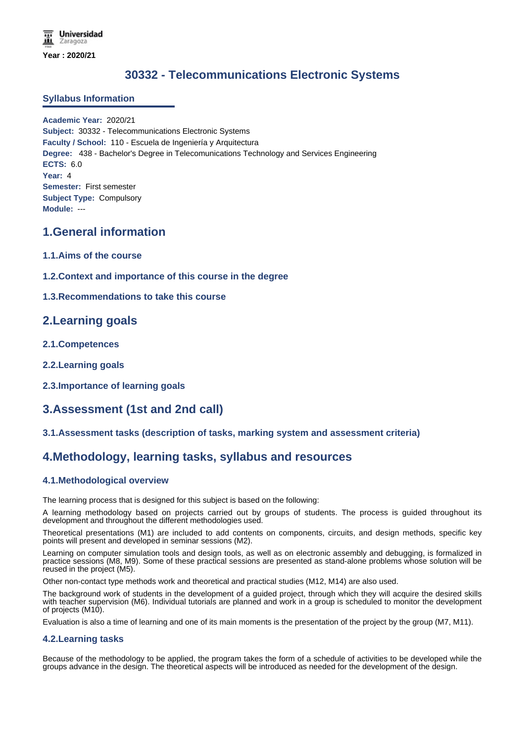Universidad Zaragoza

**Year : 2020/21**

# 30332 - Telecommunications Electronic Systems

## Syllabus Information

**Academic Year:** 2020/21
**Subject:** 30332 - Telecommunications Electronic Systems
**Faculty / School:** 110 - Escuela de Ingeniería y Arquitectura
**Degree:** 438 - Bachelor's Degree in Telecomunications Technology and Services Engineering
**ECTS:** 6.0
**Year:** 4
**Semester:** First semester
**Subject Type:** Compulsory
**Module:** ---

## 1.General information

### 1.1.Aims of the course

### 1.2.Context and importance of this course in the degree

### 1.3.Recommendations to take this course

## 2.Learning goals

### 2.1.Competences

### 2.2.Learning goals

### 2.3.Importance of learning goals

## 3.Assessment (1st and 2nd call)

### 3.1.Assessment tasks (description of tasks, marking system and assessment criteria)

## 4.Methodology, learning tasks, syllabus and resources

### 4.1.Methodological overview

The learning process that is designed for this subject is based on the following:

A learning methodology based on projects carried out by groups of students. The process is guided throughout its development and throughout the different methodologies used.

Theoretical presentations (M1) are included to add contents on components, circuits, and design methods, specific key points will present and developed in seminar sessions (M2).

Learning on computer simulation tools and design tools, as well as on electronic assembly and debugging, is formalized in practice sessions (M8, M9). Some of these practical sessions are presented as stand-alone problems whose solution will be reused in the project (M5).

Other non-contact type methods work and theoretical and practical studies (M12, M14) are also used.

The background work of students in the development of a guided project, through which they will acquire the desired skills with teacher supervision (M6). Individual tutorials are planned and work in a group is scheduled to monitor the development of projects (M10).

Evaluation is also a time of learning and one of its main moments is the presentation of the project by the group (M7, M11).

### 4.2.Learning tasks

Because of the methodology to be applied, the program takes the form of a schedule of activities to be developed while the groups advance in the design. The theoretical aspects will be introduced as needed for the development of the design.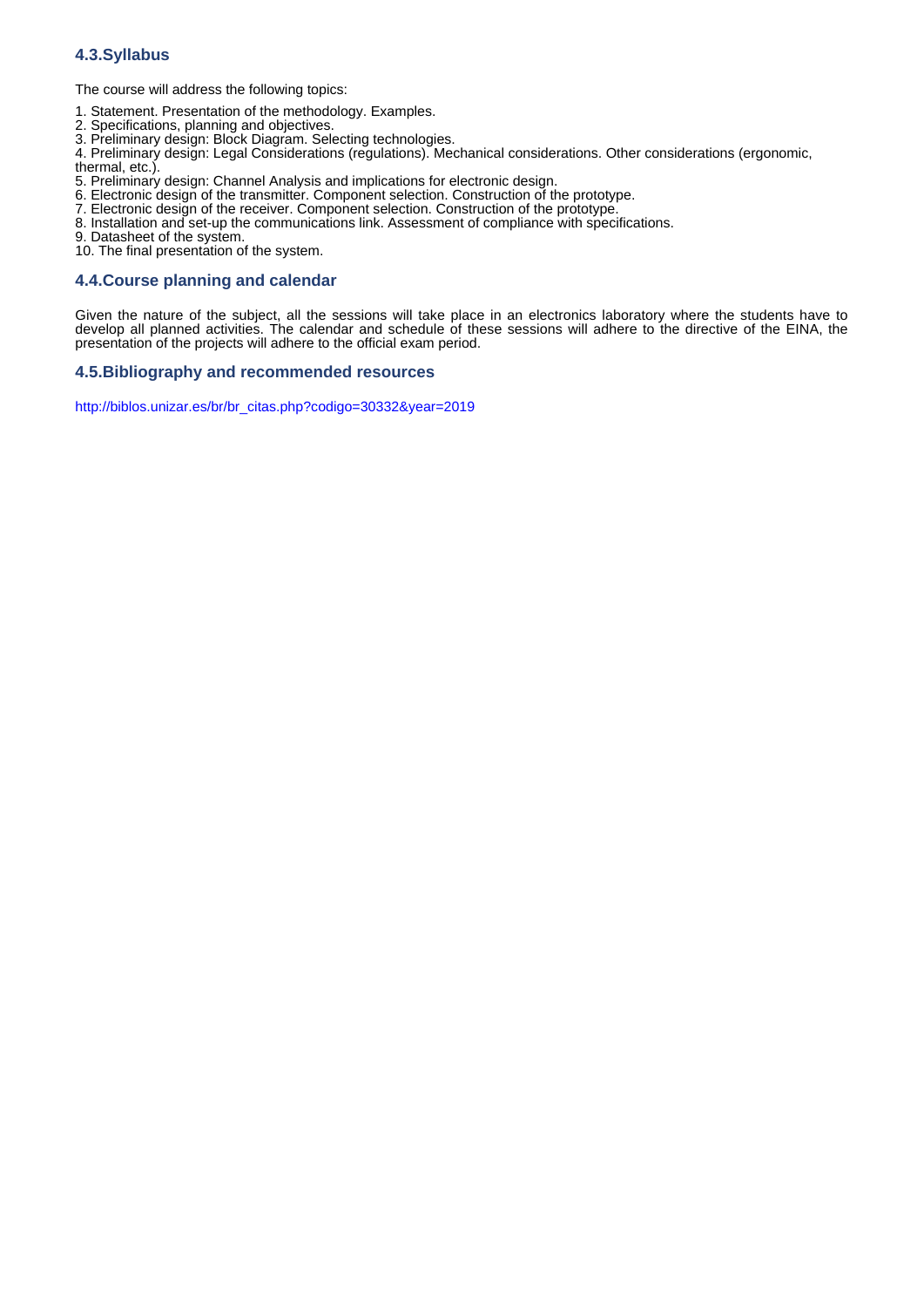## 4.3.Syllabus

The course will address the following topics:

1. Statement. Presentation of the methodology. Examples.
2. Specifications, planning and objectives.
3. Preliminary design: Block Diagram. Selecting technologies.
4. Preliminary design: Legal Considerations (regulations). Mechanical considerations. Other considerations (ergonomic, thermal, etc.).
5. Preliminary design: Channel Analysis and implications for electronic design.
6. Electronic design of the transmitter. Component selection. Construction of the prototype.
7. Electronic design of the receiver. Component selection. Construction of the prototype.
8. Installation and set-up the communications link. Assessment of compliance with specifications.
9. Datasheet of the system.
10. The final presentation of the system.

## 4.4.Course planning and calendar

Given the nature of the subject, all the sessions will take place in an electronics laboratory where the students have to develop all planned activities. The calendar and schedule of these sessions will adhere to the directive of the EINA, the presentation of the projects will adhere to the official exam period.

## 4.5.Bibliography and recommended resources

http://biblos.unizar.es/br/br_citas.php?codigo=30332&year=2019